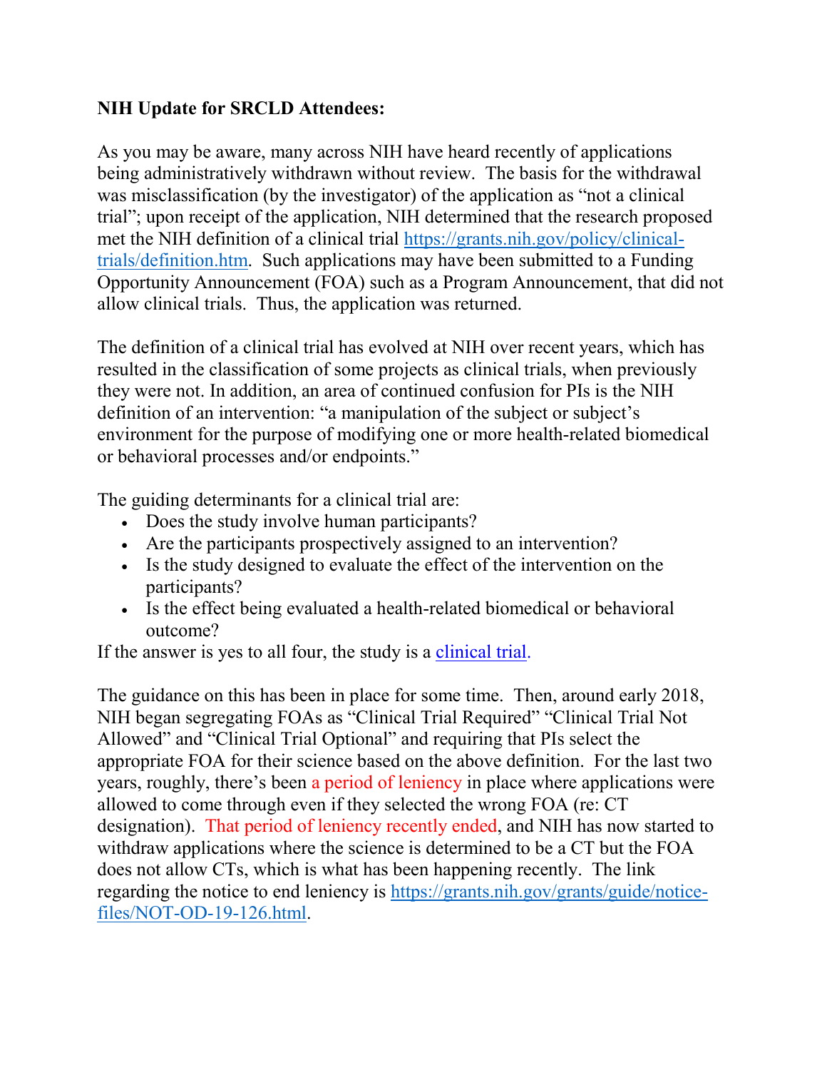**NIH Update for SRCLD Attendees:**

As you may be aware, many across NIH have heard recently of applications being administratively withdrawn without review. The basis for the withdrawal was misclassification (by the investigator) of the application as "not a clinical trial"; upon receipt of the application, NIH determined that the research proposed met the NIH definition of a clinical trial https://grants.nih.gov/policy/clinical-trials/definition.htm. Such applications may have been submitted to a Funding Opportunity Announcement (FOA) such as a Program Announcement, that did not allow clinical trials. Thus, the application was returned.

The definition of a clinical trial has evolved at NIH over recent years, which has resulted in the classification of some projects as clinical trials, when previously they were not. In addition, an area of continued confusion for PIs is the NIH definition of an intervention: "a manipulation of the subject or subject's environment for the purpose of modifying one or more health-related biomedical or behavioral processes and/or endpoints."

The guiding determinants for a clinical trial are:

- Does the study involve human participants?
- Are the participants prospectively assigned to an intervention?
- Is the study designed to evaluate the effect of the intervention on the participants?
- Is the effect being evaluated a health-related biomedical or behavioral outcome?

If the answer is yes to all four, the study is a clinical trial.

The guidance on this has been in place for some time. Then, around early 2018, NIH began segregating FOAs as "Clinical Trial Required" "Clinical Trial Not Allowed" and "Clinical Trial Optional" and requiring that PIs select the appropriate FOA for their science based on the above definition. For the last two years, roughly, there's been a period of leniency in place where applications were allowed to come through even if they selected the wrong FOA (re: CT designation). That period of leniency recently ended, and NIH has now started to withdraw applications where the science is determined to be a CT but the FOA does not allow CTs, which is what has been happening recently. The link regarding the notice to end leniency is https://grants.nih.gov/grants/guide/notice-files/NOT-OD-19-126.html.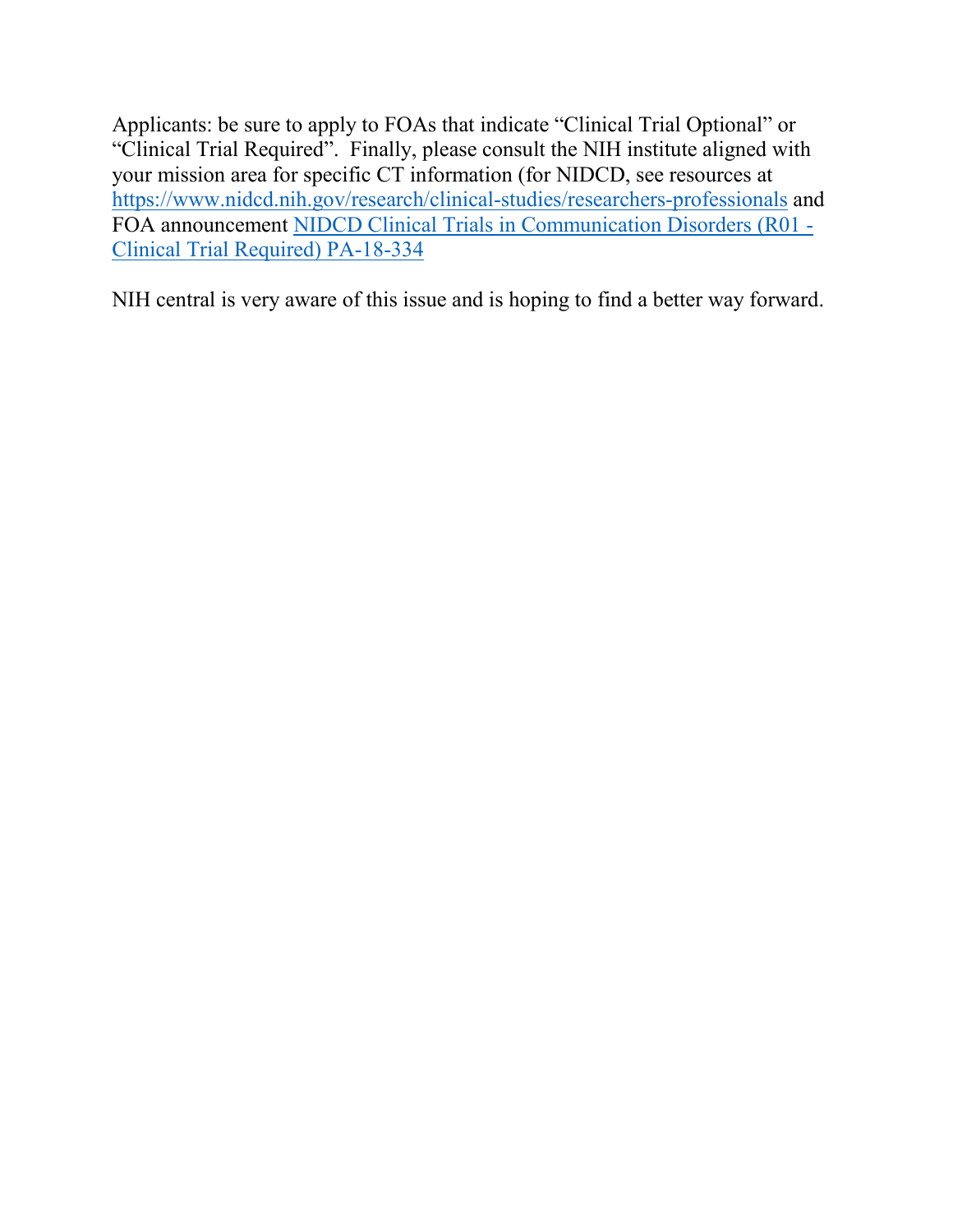Applicants: be sure to apply to FOAs that indicate “Clinical Trial Optional” or “Clinical Trial Required”. Finally, please consult the NIH institute aligned with your mission area for specific CT information (for NIDCD, see resources at https://www.nidcd.nih.gov/research/clinical-studies/researchers-professionals and FOA announcement NIDCD Clinical Trials in Communication Disorders (R01 - Clinical Trial Required) PA-18-334

NIH central is very aware of this issue and is hoping to find a better way forward.